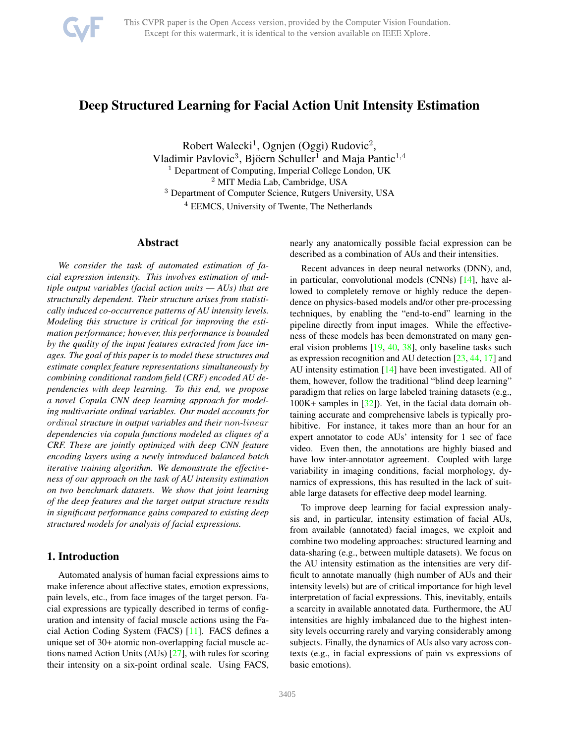# Deep Structured Learning for Facial Action Unit Intensity Estimation

Robert Walecki[1], Ognjen (Oggi) Rudovic[2], Vladimir Pavlovic[3], Bjöern Schuller[1] and Maja Pantic[1,4]

[1] Department of Computing, Imperial College London, UK
[2] MIT Media Lab, Cambridge, USA
[3] Department of Computer Science, Rutgers University, USA
[4] EEMCS, University of Twente, The Netherlands

## Abstract

*We consider the task of automated estimation of facial expression intensity. This involves estimation of multiple output variables (facial action units — AUs) that are structurally dependent. Their structure arises from statistically induced co-occurrence patterns of AU intensity levels. Modeling this structure is critical for improving the estimation performance; however, this performance is bounded by the quality of the input features extracted from face images. The goal of this paper is to model these structures and estimate complex feature representations simultaneously by combining conditional random field (CRF) encoded AU dependencies with deep learning. To this end, we propose a novel Copula CNN deep learning approach for modeling multivariate ordinal variables. Our model accounts for ordinal structure in output variables and their non-linear dependencies via copula functions modeled as cliques of a CRF. These are jointly optimized with deep CNN feature encoding layers using a newly introduced balanced batch iterative training algorithm. We demonstrate the effectiveness of our approach on the task of AU intensity estimation on two benchmark datasets. We show that joint learning of the deep features and the target output structure results in significant performance gains compared to existing deep structured models for analysis of facial expressions.*

## 1. Introduction

Automated analysis of human facial expressions aims to make inference about affective states, emotion expressions, pain levels, etc., from face images of the target person. Facial expressions are typically described in terms of configuration and intensity of facial muscle actions using the Facial Action Coding System (FACS) [11]. FACS defines a unique set of 30+ atomic non-overlapping facial muscle actions named Action Units (AUs) [27], with rules for scoring their intensity on a six-point ordinal scale. Using FACS, nearly any anatomically possible facial expression can be described as a combination of AUs and their intensities.

Recent advances in deep neural networks (DNN), and, in particular, convolutional models (CNNs) [14], have allowed to completely remove or highly reduce the dependence on physics-based models and/or other pre-processing techniques, by enabling the "end-to-end" learning in the pipeline directly from input images. While the effectiveness of these models has been demonstrated on many general vision problems [19, 40, 38], only baseline tasks such as expression recognition and AU detection [23, 44, 17] and AU intensity estimation [14] have been investigated. All of them, however, follow the traditional "blind deep learning" paradigm that relies on large labeled training datasets (e.g., 100K+ samples in [32]). Yet, in the facial data domain obtaining accurate and comprehensive labels is typically prohibitive. For instance, it takes more than an hour for an expert annotator to code AUs' intensity for 1 sec of face video. Even then, the annotations are highly biased and have low inter-annotator agreement. Coupled with large variability in imaging conditions, facial morphology, dynamics of expressions, this has resulted in the lack of suitable large datasets for effective deep model learning.

To improve deep learning for facial expression analysis and, in particular, intensity estimation of facial AUs, from available (annotated) facial images, we exploit and combine two modeling approaches: structured learning and data-sharing (e.g., between multiple datasets). We focus on the AU intensity estimation as the intensities are very difficult to annotate manually (high number of AUs and their intensity levels) but are of critical importance for high level interpretation of facial expressions. This, inevitably, entails a scarcity in available annotated data. Furthermore, the AU intensities are highly imbalanced due to the highest intensity levels occurring rarely and varying considerably among subjects. Finally, the dynamics of AUs also vary across contexts (e.g., in facial expressions of pain vs expressions of basic emotions).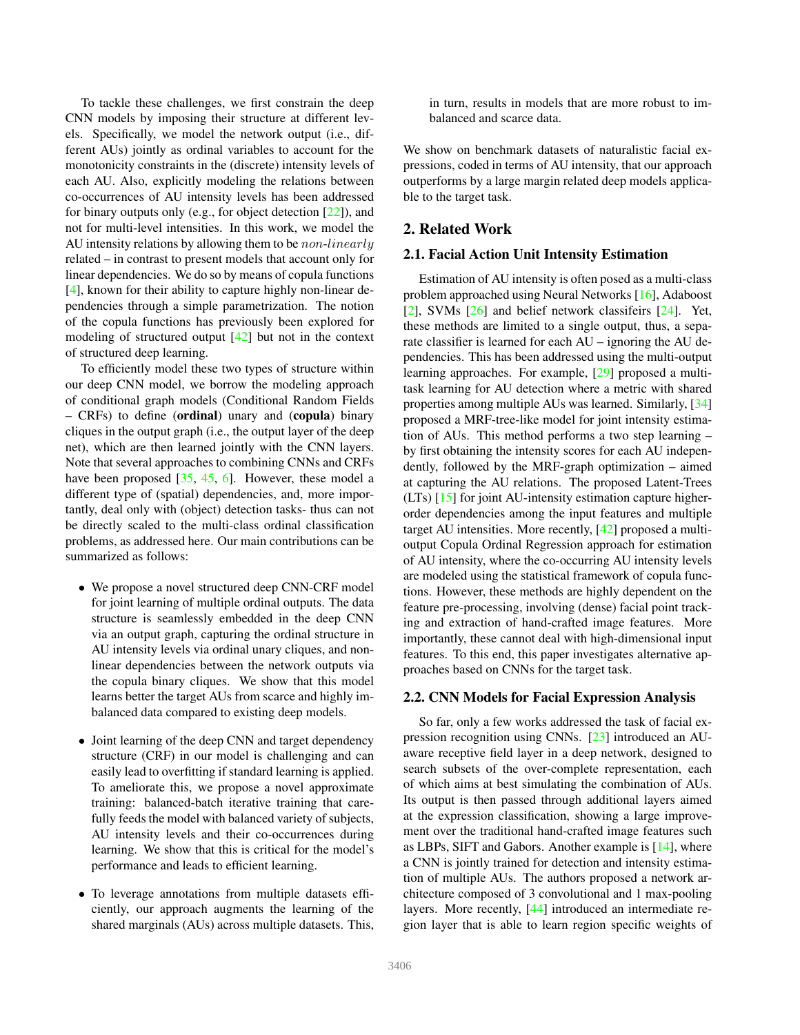To tackle these challenges, we first constrain the deep CNN models by imposing their structure at different levels. Specifically, we model the network output (i.e., different AUs) jointly as ordinal variables to account for the monotonicity constraints in the (discrete) intensity levels of each AU. Also, explicitly modeling the relations between co-occurrences of AU intensity levels has been addressed for binary outputs only (e.g., for object detection [22]), and not for multi-level intensities. In this work, we model the AU intensity relations by allowing them to be *non-linearly* related – in contrast to present models that account only for linear dependencies. We do so by means of copula functions [4], known for their ability to capture highly non-linear dependencies through a simple parametrization. The notion of the copula functions has previously been explored for modeling of structured output [42] but not in the context of structured deep learning.

To efficiently model these two types of structure within our deep CNN model, we borrow the modeling approach of conditional graph models (Conditional Random Fields – CRFs) to define (**ordinal**) unary and (**copula**) binary cliques in the output graph (i.e., the output layer of the deep net), which are then learned jointly with the CNN layers. Note that several approaches to combining CNNs and CRFs have been proposed [35, 45, 6]. However, these model a different type of (spatial) dependencies, and, more importantly, deal only with (object) detection tasks- thus can not be directly scaled to the multi-class ordinal classification problems, as addressed here. Our main contributions can be summarized as follows:

- We propose a novel structured deep CNN-CRF model for joint learning of multiple ordinal outputs. The data structure is seamlessly embedded in the deep CNN via an output graph, capturing the ordinal structure in AU intensity levels via ordinal unary cliques, and non-linear dependencies between the network outputs via the copula binary cliques. We show that this model learns better the target AUs from scarce and highly imbalanced data compared to existing deep models.
- Joint learning of the deep CNN and target dependency structure (CRF) in our model is challenging and can easily lead to overfitting if standard learning is applied. To ameliorate this, we propose a novel approximate training: balanced-batch iterative training that carefully feeds the model with balanced variety of subjects, AU intensity levels and their co-occurrences during learning. We show that this is critical for the model's performance and leads to efficient learning.
- To leverage annotations from multiple datasets efficiently, our approach augments the learning of the shared marginals (AUs) across multiple datasets. This, in turn, results in models that are more robust to imbalanced and scarce data.

We show on benchmark datasets of naturalistic facial expressions, coded in terms of AU intensity, that our approach outperforms by a large margin related deep models applicable to the target task.

## 2. Related Work

### 2.1. Facial Action Unit Intensity Estimation

Estimation of AU intensity is often posed as a multi-class problem approached using Neural Networks [16], Adaboost [2], SVMs [26] and belief network classifeirs [24]. Yet, these methods are limited to a single output, thus, a separate classifier is learned for each AU – ignoring the AU dependencies. This has been addressed using the multi-output learning approaches. For example, [29] proposed a multi-task learning for AU detection where a metric with shared properties among multiple AUs was learned. Similarly, [34] proposed a MRF-tree-like model for joint intensity estimation of AUs. This method performs a two step learning – by first obtaining the intensity scores for each AU independently, followed by the MRF-graph optimization – aimed at capturing the AU relations. The proposed Latent-Trees (LTs) [15] for joint AU-intensity estimation capture higher-order dependencies among the input features and multiple target AU intensities. More recently, [42] proposed a multi-output Copula Ordinal Regression approach for estimation of AU intensity, where the co-occurring AU intensity levels are modeled using the statistical framework of copula functions. However, these methods are highly dependent on the feature pre-processing, involving (dense) facial point tracking and extraction of hand-crafted image features. More importantly, these cannot deal with high-dimensional input features. To this end, this paper investigates alternative approaches based on CNNs for the target task.

### 2.2. CNN Models for Facial Expression Analysis

So far, only a few works addressed the task of facial expression recognition using CNNs. [23] introduced an AU-aware receptive field layer in a deep network, designed to search subsets of the over-complete representation, each of which aims at best simulating the combination of AUs. Its output is then passed through additional layers aimed at the expression classification, showing a large improvement over the traditional hand-crafted image features such as LBPs, SIFT and Gabors. Another example is [14], where a CNN is jointly trained for detection and intensity estimation of multiple AUs. The authors proposed a network architecture composed of 3 convolutional and 1 max-pooling layers. More recently, [44] introduced an intermediate region layer that is able to learn region specific weights of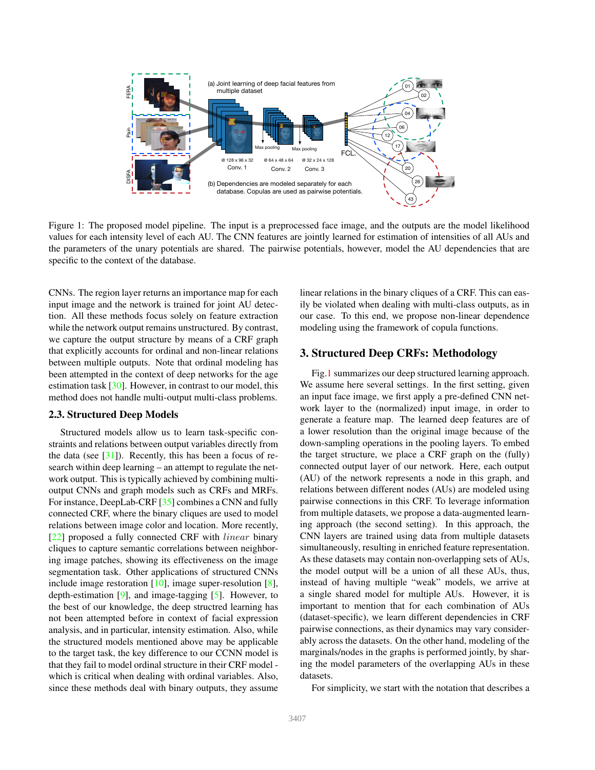(a) Joint learning of deep facial features from multiple dataset

FERA

Pain

DISFA

@ 128 x 96 x 32
Conv. 1

Max pooling

@ 64 x 48 x 64
Conv. 2

Max pooling

@ 32 x 24 x 128
Conv. 3

FCL

(b) Dependencies are modeled separately for each database. Copulas are used as pairwise potentials.

01 02 04 06 12 17 20 26 43

Figure 1: The proposed model pipeline. The input is a preprocessed face image, and the outputs are the model likelihood values for each intensity level of each AU. The CNN features are jointly learned for estimation of intensities of all AUs and the parameters of the unary potentials are shared. The pairwise potentials, however, model the AU dependencies that are specific to the context of the database.

CNNs. The region layer returns an importance map for each input image and the network is trained for joint AU detection. All these methods focus solely on feature extraction while the network output remains unstructured. By contrast, we capture the output structure by means of a CRF graph that explicitly accounts for ordinal and non-linear relations between multiple outputs. Note that ordinal modeling has been attempted in the context of deep networks for the age estimation task [30]. However, in contrast to our model, this method does not handle multi-output multi-class problems.

### 2.3. Structured Deep Models

Structured models allow us to learn task-specific constraints and relations between output variables directly from the data (see [31]). Recently, this has been a focus of research within deep learning – an attempt to regulate the network output. This is typically achieved by combining multi-output CNNs and graph models such as CRFs and MRFs. For instance, DeepLab-CRF [35] combines a CNN and fully connected CRF, where the binary cliques are used to model relations between image color and location. More recently, [22] proposed a fully connected CRF with *linear* binary cliques to capture semantic correlations between neighboring image patches, showing its effectiveness on the image segmentation task. Other applications of structured CNNs include image restoration [10], image super-resolution [8], depth-estimation [9], and image-tagging [5]. However, to the best of our knowledge, the deep structred learning has not been attempted before in context of facial expression analysis, and in particular, intensity estimation. Also, while the structured models mentioned above may be applicable to the target task, the key difference to our CCNN model is that they fail to model ordinal structure in their CRF model - which is critical when dealing with ordinal variables. Also, since these methods deal with binary outputs, they assume linear relations in the binary cliques of a CRF. This can easily be violated when dealing with multi-class outputs, as in our case. To this end, we propose non-linear dependence modeling using the framework of copula functions.

## 3. Structured Deep CRFs: Methodology

Fig.1 summarizes our deep structured learning approach. We assume here several settings. In the first setting, given an input face image, we first apply a pre-defined CNN network layer to the (normalized) input image, in order to generate a feature map. The learned deep features are of a lower resolution than the original image because of the down-sampling operations in the pooling layers. To embed the target structure, we place a CRF graph on the (fully) connected output layer of our network. Here, each output (AU) of the network represents a node in this graph, and relations between different nodes (AUs) are modeled using pairwise connections in this CRF. To leverage information from multiple datasets, we propose a data-augmented learning approach (the second setting). In this approach, the CNN layers are trained using data from multiple datasets simultaneously, resulting in enriched feature representation. As these datasets may contain non-overlapping sets of AUs, the model output will be a union of all these AUs, thus, instead of having multiple "weak" models, we arrive at a single shared model for multiple AUs. However, it is important to mention that for each combination of AUs (dataset-specific), we learn different dependencies in CRF pairwise connections, as their dynamics may vary considerably across the datasets. On the other hand, modeling of the marginals/nodes in the graphs is performed jointly, by sharing the model parameters of the overlapping AUs in these datasets.

For simplicity, we start with the notation that describes a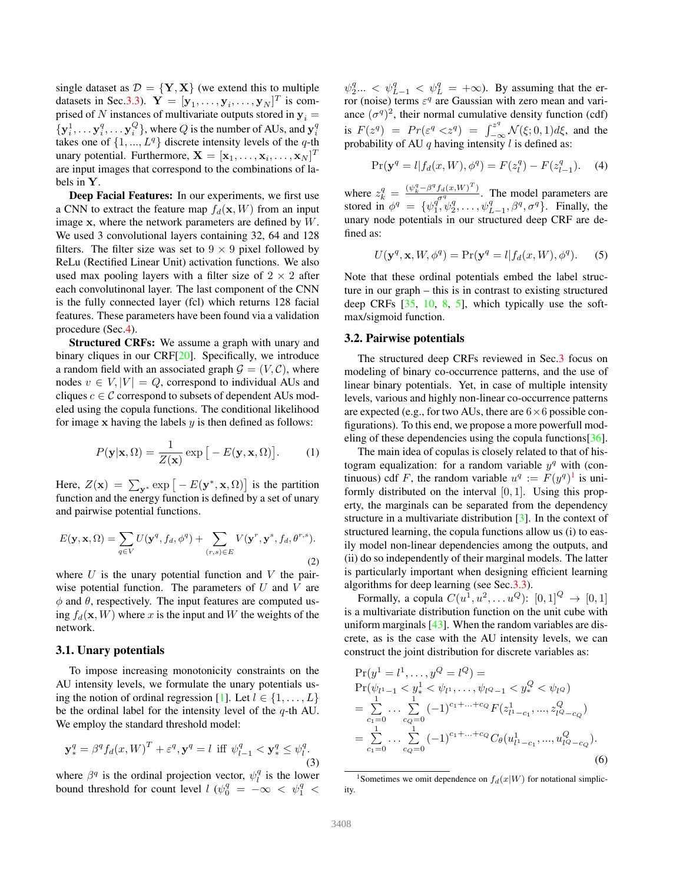single dataset as $\mathcal{D} = \{\mathbf{Y}, \mathbf{X}\}$ (we extend this to multiple datasets in Sec.3.3). $\mathbf{Y} = [\mathbf{y}_1, \ldots, \mathbf{y}_i, \ldots, \mathbf{y}_N]^T$ is comprised of $N$ instances of multivariate outputs stored in $\mathbf{y}_i = \{\mathbf{y}_i^1, \ldots \mathbf{y}_i^q, \ldots \mathbf{y}_i^Q\}$, where $Q$ is the number of AUs, and $\mathbf{y}_i^q$ takes one of $\{1, ..., L^q\}$ discrete intensity levels of the $q$-th unary potential. Furthermore, $\mathbf{X} = [\mathbf{x}_1, \ldots, \mathbf{x}_i, \ldots, \mathbf{x}_N]^T$ are input images that correspond to the combinations of labels in $\mathbf{Y}$.

**Deep Facial Features:** In our experiments, we first use a CNN to extract the feature map $f_d(\mathbf{x}, W)$ from an input image $\mathbf{x}$, where the network parameters are defined by $W$. We used 3 convolutional layers containing 32, 64 and 128 filters. The filter size was set to $9 \times 9$ pixel followed by ReLu (Rectified Linear Unit) activation functions. We also used max pooling layers with a filter size of $2 \times 2$ after each convolutinonal layer. The last component of the CNN is the fully connected layer (fcl) which returns 128 facial features. These parameters have been found via a validation procedure (Sec.4).

**Structured CRFs:** We assume a graph with unary and binary cliques in our CRF[20]. Specifically, we introduce a random field with an associated graph $\mathcal{G} = (V, \mathcal{C})$, where nodes $v \in V, |V| = Q$, correspond to individual AUs and cliques $c \in \mathcal{C}$ correspond to subsets of dependent AUs modeled using the copula functions. The conditional likelihood for image $\mathbf{x}$ having the labels $y$ is then defined as follows:

$$P(\mathbf{y}|\mathbf{x}, \Omega) = \frac{1}{Z(\mathbf{x})} \exp\big[-E(\mathbf{y}, \mathbf{x}, \Omega)\big]. \quad (1)$$

Here, $Z(\mathbf{x}) = \sum_{\mathbf{y}^*} \exp\big[-E(\mathbf{y}^*, \mathbf{x}, \Omega)\big]$ is the partition function and the energy function is defined by a set of unary and pairwise potential functions.

$$E(\mathbf{y}, \mathbf{x}, \Omega) = \sum_{q \in V} U(\mathbf{y}^q, f_d, \phi^q) + \sum_{(r,s) \in E} V(\mathbf{y}^r, \mathbf{y}^s, f_d, \theta^{r,s}). \quad (2)$$

where $U$ is the unary potential function and $V$ the pairwise potential function. The parameters of $U$ and $V$ are $\phi$ and $\theta$, respectively. The input features are computed using $f_d(\mathbf{x}, W)$ where $x$ is the input and $W$ the weights of the network.

### 3.1. Unary potentials

To impose increasing monotonicity constraints on the AU intensity levels, we formulate the unary potentials using the notion of ordinal regression [1]. Let $l \in \{1, \ldots, L\}$ be the ordinal label for the intensity level of the $q$-th AU. We employ the standard threshold model:

$$\mathbf{y}_*^q = \beta^q f_d(x, W)^T + \varepsilon^q, \mathbf{y}^q = l \text{ iff } \psi_{l-1}^q < \mathbf{y}_*^q \le \psi_l^q. \quad (3)$$

where $\beta^q$ is the ordinal projection vector, $\psi_l^q$ is the lower bound threshold for count level $l$ ($\psi_0^q = -\infty < \psi_1^q < \psi_2^q ... < \psi_{L-1}^q < \psi_L^q = +\infty$). By assuming that the error (noise) terms $\varepsilon^q$ are Gaussian with zero mean and variance $(\sigma^q)^2$, their normal cumulative density function (cdf) is $F(z^q) = Pr(\varepsilon^q < z^q) = \int_{-\infty}^{z^q} \mathcal{N}(\xi; 0, 1) d\xi$, and the probability of AU $q$ having intensity $l$ is defined as:

$$\Pr(\mathbf{y}^q = l | f_d(x, W), \phi^q) = F(z_l^q) - F(z_{l-1}^q). \quad (4)$$

where $z_k^q = \frac{(\psi_k^q - \beta^q f_d(x, W)^T)}{\sigma^q}$. The model parameters are stored in $\phi^q = \{\psi_1^q, \psi_2^q, \ldots, \psi_{L-1}^q, \beta^q, \sigma^q\}$. Finally, the unary node potentials in our structured deep CRF are defined as:

$$U(\mathbf{y}^q, \mathbf{x}, W, \phi^q) = \Pr(\mathbf{y}^q = l | f_d(x, W), \phi^q). \quad (5)$$

Note that these ordinal potentials embed the label structure in our graph – this is in contrast to existing structured deep CRFs [35, 10, 8, 5], which typically use the softmax/sigmoid function.

### 3.2. Pairwise potentials

The structured deep CRFs reviewed in Sec.3 focus on modeling of binary co-occurrence patterns, and the use of linear binary potentials. Yet, in case of multiple intensity levels, various and highly non-linear co-occurrence patterns are expected (e.g., for two AUs, there are $6 \times 6$ possible configurations). To this end, we propose a more powerfull modeling of these dependencies using the copula functions[36].

The main idea of copulas is closely related to that of histogram equalization: for a random variable $y^q$ with (continuous) cdf $F$, the random variable $u^q := F(y^q)$[1] is uniformly distributed on the interval $[0, 1]$. Using this property, the marginals can be separated from the dependency structure in a multivariate distribution [3]. In the context of structured learning, the copula functions allow us (i) to easily model non-linear dependencies among the outputs, and (ii) do so independently of their marginal models. The latter is particularly important when designing efficient learning algorithms for deep learning (see Sec.3.3).

Formally, a copula $C(u^1, u^2, \ldots u^Q)$: $[0, 1]^Q \to [0, 1]$ is a multivariate distribution function on the unit cube with uniform marginals [43]. When the random variables are discrete, as is the case with the AU intensity levels, we can construct the joint distribution for discrete variables as:

$$\begin{aligned}
&\Pr(y^1 = l^1, \ldots, y^Q = l^Q) = \\
&\Pr(\psi_{l^1-1} < y_*^1 < \psi_{l^1}, \ldots, \psi_{l^Q-1} < y_*^Q < \psi_{l^Q}) \\
&= \sum_{c_1=0}^{1} \cdots \sum_{c_Q=0}^{1} (-1)^{c_1 + \ldots + c_Q} F(z_{l^1-c_1}^1, \ldots, z_{l^Q-c_Q}^Q) \\
&= \sum_{c_1=0}^{1} \cdots \sum_{c_Q=0}^{1} (-1)^{c_1 + \ldots + c_Q} C_\theta(u_{l^1-c_1}^1, \ldots, u_{l^Q-c_Q}^Q).
\end{aligned} \quad (6)$$

[1] Sometimes we omit dependence on $f_d(x|W)$ for notational simplicity.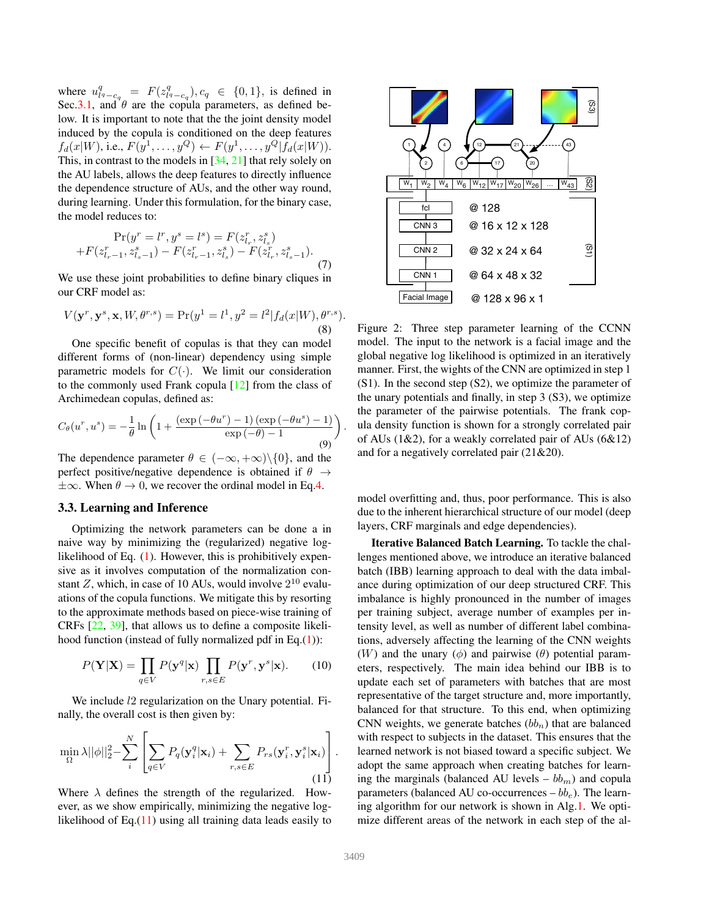where $u^q_{l_q - c_q} = F(z^q_{l_q - c_q}), c_q \in \{0, 1\}$, is defined in Sec.3.1, and $\theta$ are the copula parameters, as defined below. It is important to note that the the joint density model induced by the copula is conditioned on the deep features $f_d(x|W)$, i.e., $F(y^1, \ldots, y^Q) \leftarrow F(y^1, \ldots, y^Q | f_d(x|W))$. This, in contrast to the models in [34, 21] that rely solely on the AU labels, allows the deep features to directly influence the dependence structure of AUs, and the other way round, during learning. Under this formulation, for the binary case, the model reduces to:

$$
\begin{aligned}
&\Pr(y^r = l^r, y^s = l^s) = F(z^r_{l_r}, z^s_{l_s}) \\
&+ F(z^r_{l_r - 1}, z^s_{l_s - 1}) - F(z^r_{l_r - 1}, z^s_{l_s}) - F(z^r_{l_r}, z^s_{l_s - 1}).
\end{aligned}
\tag{7}
$$

We use these joint probabilities to define binary cliques in our CRF model as:

$$
V(\mathbf{y}^r, \mathbf{y}^s, \mathbf{x}, W, \theta^{r,s}) = \Pr(y^1 = l^1, y^2 = l^2 | f_d(x|W), \theta^{r,s}).
\tag{8}
$$

One specific benefit of copulas is that they can model different forms of (non-linear) dependency using simple parametric models for $C(\cdot)$. We limit our consideration to the commonly used Frank copula [12] from the class of Archimedean copulas, defined as:

$$
C_\theta(u^r, u^s) = -\frac{1}{\theta} \ln \left( 1 + \frac{(\exp(-\theta u^r) - 1)(\exp(-\theta u^s) - 1)}{\exp(-\theta) - 1} \right).
\tag{9}
$$

The dependence parameter $\theta \in (-\infty, +\infty) \backslash \{0\}$, and the perfect positive/negative dependence is obtained if $\theta \to \pm\infty$. When $\theta \to 0$, we recover the ordinal model in Eq.4.

### 3.3. Learning and Inference

Optimizing the network parameters can be done a in naive way by minimizing the (regularized) negative log-likelihood of Eq. (1). However, this is prohibitively expensive as it involves computation of the normalization constant $Z$, which, in case of 10 AUs, would involve $2^{10}$ evaluations of the copula functions. We mitigate this by resorting to the approximate methods based on piece-wise training of CRFs [22, 39], that allows us to define a composite likelihood function (instead of fully normalized pdf in Eq.(1)):

$$
P(\mathbf{Y}|\mathbf{X}) = \prod_{q \in V} P(\mathbf{y}^q | \mathbf{x}) \prod_{r,s \in E} P(\mathbf{y}^r, \mathbf{y}^s | \mathbf{x}).
\tag{10}
$$

We include $l2$ regularization on the Unary potential. Finally, the overall cost is then given by:

$$
\min_{\Omega} \lambda ||\phi||_2^2 - \sum_i^N \left[ \sum_{q \in V} P_q(\mathbf{y}_i^q | \mathbf{x}_i) + \sum_{r,s \in E} P_{rs}(\mathbf{y}_i^r, \mathbf{y}_i^s | \mathbf{x}_i) \right].
\tag{11}
$$

Where $\lambda$ defines the strength of the regularized. However, as we show empirically, minimizing the negative log-likelihood of Eq.(11) using all training data leads easily to model overfitting and, thus, poor performance. This is also due to the inherent hierarchical structure of our model (deep layers, CRF marginals and edge dependencies).

Figure 2: Three step parameter learning of the CCNN model. The input to the network is a facial image and the global negative log likelihood is optimized in an iteratively manner. First, the wights of the CNN are optimized in step 1 (S1). In the second step (S2), we optimize the parameter of the unary potentials and finally, in step 3 (S3), we optimize the parameter of the pairwise potentials. The frank copula density function is shown for a strongly correlated pair of AUs (1&2), for a weakly correlated pair of AUs (6&12) and for a negatively correlated pair (21&20).

**Iterative Balanced Batch Learning.** To tackle the challenges mentioned above, we introduce an iterative balanced batch (IBB) learning approach to deal with the data imbalance during optimization of our deep structured CRF. This imbalance is highly pronounced in the number of images per training subject, average number of examples per intensity level, as well as number of different label combinations, adversely affecting the learning of the CNN weights ($W$) and the unary ($\phi$) and pairwise ($\theta$) potential parameters, respectively. The main idea behind our IBB is to update each set of parameters with batches that are most representative of the target structure and, more importantly, balanced for that structure. To this end, when optimizing CNN weights, we generate batches ($bb_n$) that are balanced with respect to subjects in the dataset. This ensures that the learned network is not biased toward a specific subject. We adopt the same approach when creating batches for learning the marginals (balanced AU levels – $bb_m$) and copula parameters (balanced AU co-occurrences – $bb_e$). The learning algorithm for our network is shown in Alg.1. We optimize different areas of the network in each step of the al-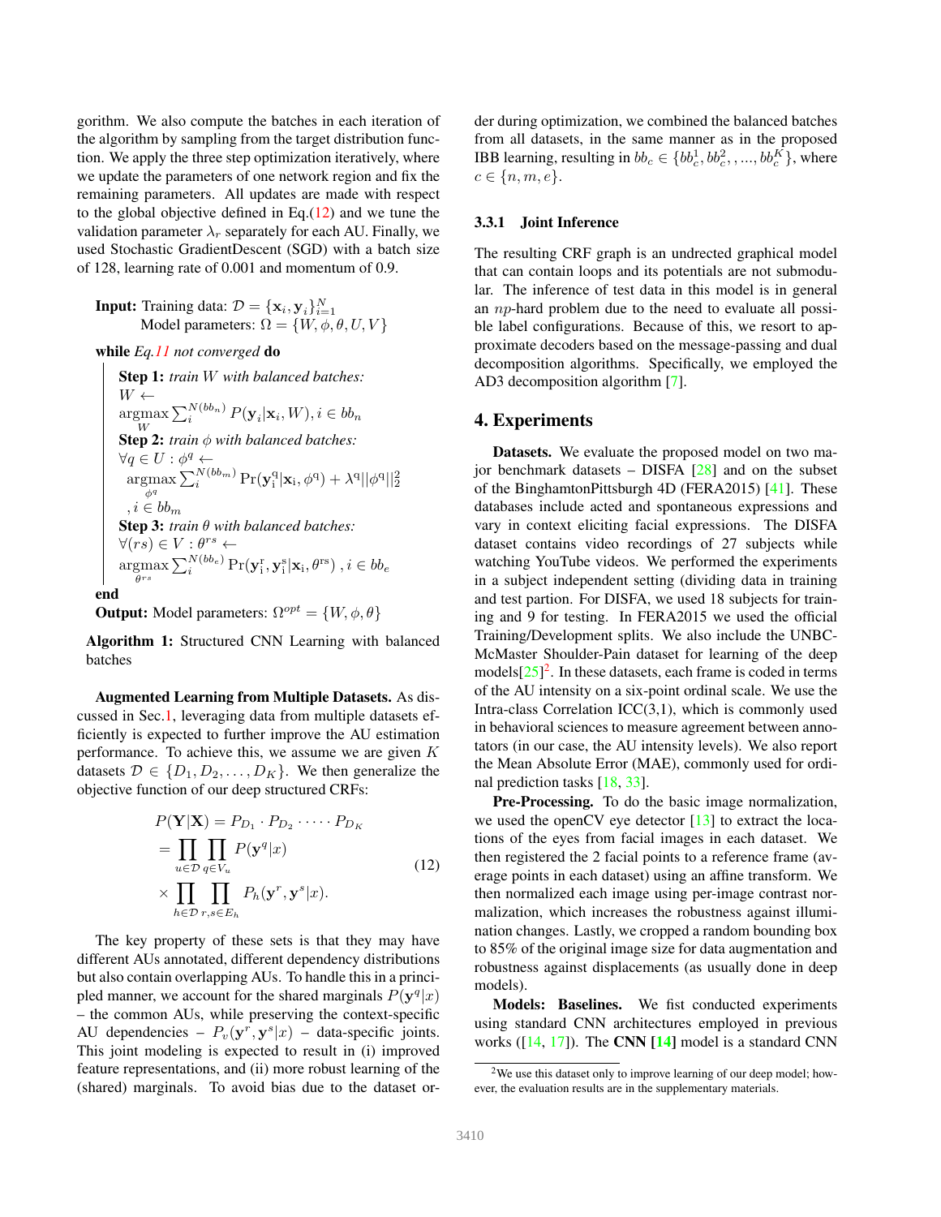gorithm. We also compute the batches in each iteration of the algorithm by sampling from the target distribution function. We apply the three step optimization iteratively, where we update the parameters of one network region and fix the remaining parameters. All updates are made with respect to the global objective defined in Eq.(12) and we tune the validation parameter $\lambda_r$ separately for each AU. Finally, we used Stochastic GradientDescent (SGD) with a batch size of 128, learning rate of 0.001 and momentum of 0.9.

**Input:** Training data: $\mathcal{D} = \{\mathbf{x}_i, \mathbf{y}_i\}_{i=1}^{N}$
Model parameters: $\Omega = \{W, \phi, \theta, U, V\}$

**while** *Eq.11 not converged* **do**

**Step 1:** *train* $W$ *with balanced batches:*
$W \leftarrow \underset{W}{\text{argmax}} \sum_i^{N(bb_n)} P(\mathbf{y}_i|\mathbf{x}_i, W), i \in bb_n$

**Step 2:** *train* $\phi$ *with balanced batches:*
$\forall q \in U : \phi^q \leftarrow \underset{\phi^q}{\text{argmax}} \sum_i^{N(bb_m)} \Pr(\mathbf{y}_\mathrm{i}^\mathrm{q}|\mathbf{x}_\mathrm{i}, \phi^\mathrm{q}) + \lambda^\mathrm{q}||\phi^\mathrm{q}||_2^2$
$, i \in bb_m$

**Step 3:** *train* $\theta$ *with balanced batches:*
$\forall (rs) \in V : \theta^{rs} \leftarrow \underset{\theta^{rs}}{\text{argmax}} \sum_i^{N(bb_e)} \Pr(\mathbf{y}_\mathrm{i}^\mathrm{r}, \mathbf{y}_\mathrm{i}^\mathrm{s}|\mathbf{x}_\mathrm{i}, \theta^\mathrm{rs}) \; , i \in bb_e$

**end**

**Output:** Model parameters: $\Omega^{opt} = \{W, \phi, \theta\}$

**Algorithm 1:** Structured CNN Learning with balanced batches

**Augmented Learning from Multiple Datasets.** As discussed in Sec.1, leveraging data from multiple datasets efficiently is expected to further improve the AU estimation performance. To achieve this, we assume we are given $K$ datasets $\mathcal{D} \in \{D_1, D_2, \dots, D_K\}$. We then generalize the objective function of our deep structured CRFs:

$$
\begin{aligned}
P(\mathbf{Y}|\mathbf{X}) &= P_{D_1} \cdot P_{D_2} \cdot \dots \cdot P_{D_K} \\
&= \prod_{u \in \mathcal{D}} \prod_{q \in V_u} P(\mathbf{y}^q|x) \\
&\times \prod_{h \in \mathcal{D}} \prod_{r,s \in E_h} P_h(\mathbf{y}^r, \mathbf{y}^s|x).
\end{aligned} \tag{12}
$$

The key property of these sets is that they may have different AUs annotated, different dependency distributions but also contain overlapping AUs. To handle this in a principled manner, we account for the shared marginals $P(\mathbf{y}^q|x)$ – the common AUs, while preserving the context-specific AU dependencies – $P_v(\mathbf{y}^r, \mathbf{y}^s|x)$ – data-specific joints. This joint modeling is expected to result in (i) improved feature representations, and (ii) more robust learning of the (shared) marginals. To avoid bias due to the dataset order during optimization, we combined the balanced batches from all datasets, in the same manner as in the proposed IBB learning, resulting in $bb_c \in \{bb_c^1, bb_c^2, , ..., bb_c^K\}$, where $c \in \{n, m, e\}$.

#### 3.3.1 Joint Inference

The resulting CRF graph is an undrected graphical model that can contain loops and its potentials are not submodular. The inference of test data in this model is in general an $np$-hard problem due to the need to evaluate all possible label configurations. Because of this, we resort to approximate decoders based on the message-passing and dual decomposition algorithms. Specifically, we employed the AD3 decomposition algorithm [7].

## 4. Experiments

**Datasets.** We evaluate the proposed model on two major benchmark datasets – DISFA [28] and on the subset of the BinghamtonPittsburgh 4D (FERA2015) [41]. These databases include acted and spontaneous expressions and vary in context eliciting facial expressions. The DISFA dataset contains video recordings of 27 subjects while watching YouTube videos. We performed the experiments in a subject independent setting (dividing data in training and test partion. For DISFA, we used 18 subjects for training and 9 for testing. In FERA2015 we used the official Training/Development splits. We also include the UNBC-McMaster Shoulder-Pain dataset for learning of the deep models[25][2]. In these datasets, each frame is coded in terms of the AU intensity on a six-point ordinal scale. We use the Intra-class Correlation ICC(3,1), which is commonly used in behavioral sciences to measure agreement between annotators (in our case, the AU intensity levels). We also report the Mean Absolute Error (MAE), commonly used for ordinal prediction tasks [18, 33].

**Pre-Processing.** To do the basic image normalization, we used the openCV eye detector [13] to extract the locations of the eyes from facial images in each dataset. We then registered the 2 facial points to a reference frame (average points in each dataset) using an affine transform. We then normalized each image using per-image contrast normalization, which increases the robustness against illumination changes. Lastly, we cropped a random bounding box to 85% of the original image size for data augmentation and robustness against displacements (as usually done in deep models).

**Models: Baselines.** We fist conducted experiments using standard CNN architectures employed in previous works ([14, 17]). The **CNN [14]** model is a standard CNN

[2] We use this dataset only to improve learning of our deep model; however, the evaluation results are in the supplementary materials.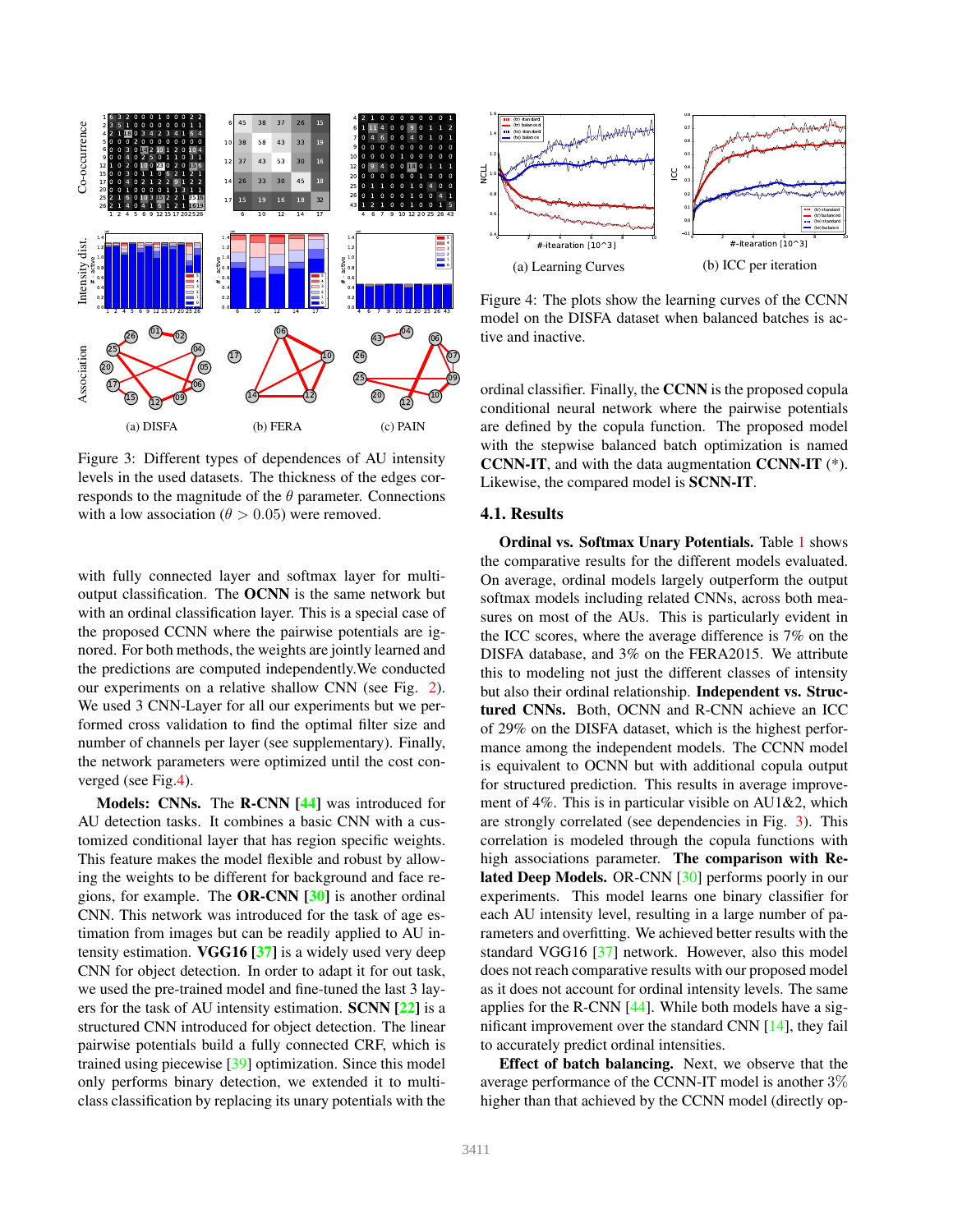(a) DISFA (b) FERA (c) PAIN

Figure 3: Different types of dependences of AU intensity levels in the used datasets. The thickness of the edges corresponds to the magnitude of the $\theta$ parameter. Connections with a low association ($\theta > 0.05$) were removed.

with fully connected layer and softmax layer for multi-output classification. The **OCNN** is the same network but with an ordinal classification layer. This is a special case of the proposed CCNN where the pairwise potentials are ignored. For both methods, the weights are jointly learned and the predictions are computed independently.We conducted our experiments on a relative shallow CNN (see Fig. 2). We used 3 CNN-Layer for all our experiments but we performed cross validation to find the optimal filter size and number of channels per layer (see supplementary). Finally, the network parameters were optimized until the cost converged (see Fig.4).

**Models: CNNs.** The **R-CNN [44]** was introduced for AU detection tasks. It combines a basic CNN with a customized conditional layer that has region specific weights. This feature makes the model flexible and robust by allowing the weights to be different for background and face regions, for example. The **OR-CNN [30]** is another ordinal CNN. This network was introduced for the task of age estimation from images but can be readily applied to AU intensity estimation. **VGG16 [37]** is a widely used very deep CNN for object detection. In order to adapt it for out task, we used the pre-trained model and fine-tuned the last 3 layers for the task of AU intensity estimation. **SCNN [22]** is a structured CNN introduced for object detection. The linear pairwise potentials build a fully connected CRF, which is trained using piecewise [39] optimization. Since this model only performs binary detection, we extended it to multi-class classification by replacing its unary potentials with the

(a) Learning Curves (b) ICC per iteration

Figure 4: The plots show the learning curves of the CCNN model on the DISFA dataset when balanced batches is active and inactive.

ordinal classifier. Finally, the **CCNN** is the proposed copula conditional neural network where the pairwise potentials are defined by the copula function. The proposed model with the stepwise balanced batch optimization is named **CCNN-IT**, and with the data augmentation **CCNN-IT** (*). Likewise, the compared model is **SCNN-IT**.

### 4.1. Results

**Ordinal vs. Softmax Unary Potentials.** Table 1 shows the comparative results for the different models evaluated. On average, ordinal models largely outperform the output softmax models including related CNNs, across both measures on most of the AUs. This is particularly evident in the ICC scores, where the average difference is 7% on the DISFA database, and 3% on the FERA2015. We attribute this to modeling not just the different classes of intensity but also their ordinal relationship. **Independent vs. Structured CNNs.** Both, OCNN and R-CNN achieve an ICC of 29% on the DISFA dataset, which is the highest performance among the independent models. The CCNN model is equivalent to OCNN but with additional copula output for structured prediction. This results in average improvement of 4%. This is in particular visible on AU1&2, which are strongly correlated (see dependencies in Fig. 3). This correlation is modeled through the copula functions with high associations parameter. **The comparison with Related Deep Models.** OR-CNN [30] performs poorly in our experiments. This model learns one binary classifier for each AU intensity level, resulting in a large number of parameters and overfitting. We achieved better results with the standard VGG16 [37] network. However, also this model does not reach comparative results with our proposed model as it does not account for ordinal intensity levels. The same applies for the R-CNN [44]. While both models have a significant improvement over the standard CNN [14], they fail to accurately predict ordinal intensities.

**Effect of batch balancing.** Next, we observe that the average performance of the CCNN-IT model is another 3% higher than that achieved by the CCNN model (directly op-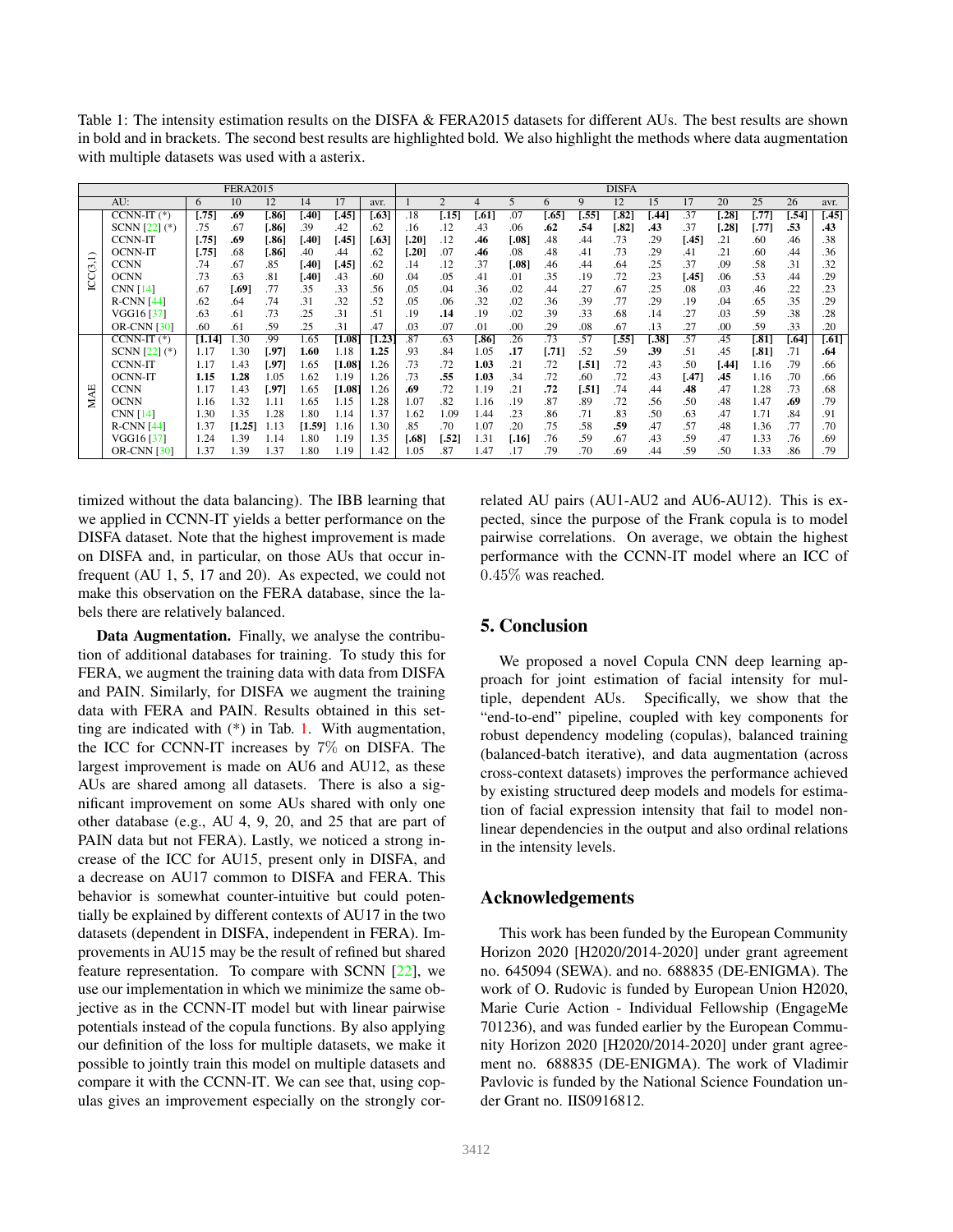Table 1: The intensity estimation results on the DISFA & FERA2015 datasets for different AUs. The best results are shown in bold and in brackets. The second best results are highlighted bold. We also highlight the methods where data augmentation with multiple datasets was used with a asterix.

| | | FERA2015 | | | | | | DISFA | | | | | | | | | | | | |
|---|---|---|---|---|---|---|---|---|---|---|---|---|---|---|---|---|---|---|---|---|
| | AU: | 6 | 10 | 12 | 14 | 17 | avr. | 1 | 2 | 4 | 5 | 6 | 9 | 12 | 15 | 17 | 20 | 25 | 26 | avr. |
| ICC(3,1) | CCNN-IT (*) | **[.75]** | **.69** | **[.86]** | **[.40]** | **[.45]** | **[.63]** | .18 | **[.15]** | **[.61]** | .07 | **[.65]** | **[.55]** | **[.82]** | **[.44]** | .37 | **[.28]** | **[.77]** | **[.54]** | **[.45]** |
| | SCNN [22] (*) | .75 | .67 | **[.86]** | .39 | .42 | .62 | .16 | .12 | .43 | .06 | **.62** | **.54** | **[.82]** | **.43** | .37 | **[.28]** | **[.77]** | **.53** | **.43** |
| | CCNN-IT | **[.75]** | **.69** | **[.86]** | **[.40]** | **[.45]** | **[.63]** | **[.20]** | .12 | **.46** | **[.08]** | .48 | .44 | .73 | .29 | **[.45]** | .21 | .60 | .46 | .38 |
| | OCNN-IT | **[.75]** | .68 | **[.86]** | .40 | .44 | .62 | **[.20]** | .07 | **.46** | .08 | .48 | .41 | .73 | .29 | .41 | .21 | .60 | .44 | .36 |
| | CCNN | .74 | .67 | .85 | **[.40]** | **[.45]** | .62 | .14 | .12 | .37 | **[.08]** | .46 | .44 | .64 | .25 | .37 | .09 | .58 | .31 | .32 |
| | OCNN | .73 | .63 | .81 | **[.40]** | .43 | .60 | .04 | .05 | .41 | .01 | .35 | .19 | .72 | .23 | **[.45]** | .06 | .53 | .44 | .29 |
| | CNN [14] | .67 | **[.69]** | .77 | .35 | .33 | .56 | .05 | .04 | .36 | .02 | .44 | .27 | .67 | .25 | .08 | .03 | .46 | .22 | .23 |
| | R-CNN [44] | .62 | .64 | .74 | .31 | .32 | .52 | .05 | .06 | .32 | .02 | .36 | .39 | .77 | .29 | .19 | .04 | .65 | .35 | .29 |
| | VGG16 [37] | .63 | .61 | .73 | .25 | .31 | .51 | .19 | **.14** | .19 | .02 | .39 | .33 | .68 | .14 | .27 | .03 | .59 | .38 | .28 |
| | OR-CNN [30] | .60 | .61 | .59 | .25 | .31 | .47 | .03 | .07 | .01 | .00 | .29 | .08 | .67 | .13 | .27 | .00 | .59 | .33 | .20 |
| MAE | CCNN-IT (*) | **[1.14]** | 1.30 | .99 | 1.65 | **[1.08]** | **[1.23]** | .87 | .63 | **[.86]** | .26 | .73 | .57 | **[.55]** | **[.38]** | .57 | .45 | **[.81]** | **[.64]** | **[.61]** |
| | SCNN [22] (*) | 1.17 | 1.30 | **[.97]** | **1.60** | 1.18 | **1.25** | .93 | .84 | 1.05 | **.17** | **[.71]** | .52 | .59 | **.39** | .51 | .45 | **[.81]** | .71 | **.64** |
| | CCNN-IT | 1.17 | 1.43 | **[.97]** | 1.65 | **[1.08]** | 1.26 | .73 | .72 | **1.03** | .21 | .72 | **[.51]** | .72 | .43 | .50 | **[.44]** | 1.16 | .79 | .66 |
| | OCNN-IT | **1.15** | **1.28** | 1.05 | 1.62 | 1.19 | 1.26 | .73 | **.55** | **1.03** | .34 | .72 | .60 | .72 | .43 | **[.47]** | **.45** | 1.16 | .70 | .66 |
| | CCNN | 1.17 | 1.43 | **[.97]** | 1.65 | **[1.08]** | 1.26 | **.69** | .72 | 1.19 | .21 | **.72** | **[.51]** | .74 | .44 | **.48** | .47 | 1.28 | .73 | .68 |
| | OCNN | 1.16 | 1.32 | 1.11 | 1.65 | 1.15 | 1.28 | 1.07 | .82 | 1.16 | .19 | .87 | .89 | .72 | .56 | .50 | .48 | 1.47 | **.69** | .79 |
| | CNN [14] | 1.30 | 1.35 | 1.28 | 1.80 | 1.14 | 1.37 | 1.62 | 1.09 | 1.44 | .23 | .86 | .71 | .83 | .50 | .63 | .47 | 1.71 | .84 | .91 |
| | R-CNN [44] | 1.37 | **[1.25]** | 1.13 | **[1.59]** | 1.16 | 1.30 | .85 | .70 | 1.07 | .20 | .75 | .58 | **.59** | .47 | .57 | .48 | 1.36 | .77 | .70 |
| | VGG16 [37] | 1.24 | 1.39 | 1.14 | 1.80 | 1.19 | 1.35 | **[.68]** | **[.52]** | 1.31 | **[.16]** | .76 | .59 | .67 | .43 | .59 | .47 | 1.33 | .76 | .69 |
| | OR-CNN [30] | 1.37 | 1.39 | 1.37 | 1.80 | 1.19 | 1.42 | 1.05 | .87 | 1.47 | .17 | .79 | .70 | .69 | .44 | .59 | .50 | 1.33 | .86 | .79 |

timized without the data balancing). The IBB learning that we applied in CCNN-IT yields a better performance on the DISFA dataset. Note that the highest improvement is made on DISFA and, in particular, on those AUs that occur infrequent (AU 1, 5, 17 and 20). As expected, we could not make this observation on the FERA database, since the labels there are relatively balanced.

**Data Augmentation.** Finally, we analyse the contribution of additional databases for training. To study this for FERA, we augment the training data with data from DISFA and PAIN. Similarly, for DISFA we augment the training data with FERA and PAIN. Results obtained in this setting are indicated with (*) in Tab. 1. With augmentation, the ICC for CCNN-IT increases by 7% on DISFA. The largest improvement is made on AU6 and AU12, as these AUs are shared among all datasets. There is also a significant improvement on some AUs shared with only one other database (e.g., AU 4, 9, 20, and 25 that are part of PAIN data but not FERA). Lastly, we noticed a strong increase of the ICC for AU15, present only in DISFA, and a decrease on AU17 common to DISFA and FERA. This behavior is somewhat counter-intuitive but could potentially be explained by different contexts of AU17 in the two datasets (dependent in DISFA, independent in FERA). Improvements in AU15 may be the result of refined but shared feature representation. To compare with SCNN [22], we use our implementation in which we minimize the same objective as in the CCNN-IT model but with linear pairwise potentials instead of the copula functions. By also applying our definition of the loss for multiple datasets, we make it possible to jointly train this model on multiple datasets and compare it with the CCNN-IT. We can see that, using copulas gives an improvement especially on the strongly correlated AU pairs (AU1-AU2 and AU6-AU12). This is expected, since the purpose of the Frank copula is to model pairwise correlations. On average, we obtain the highest performance with the CCNN-IT model where an ICC of 0.45% was reached.

## 5. Conclusion

We proposed a novel Copula CNN deep learning approach for joint estimation of facial intensity for multiple, dependent AUs. Specifically, we show that the "end-to-end" pipeline, coupled with key components for robust dependency modeling (copulas), balanced training (balanced-batch iterative), and data augmentation (across cross-context datasets) improves the performance achieved by existing structured deep models and models for estimation of facial expression intensity that fail to model non-linear dependencies in the output and also ordinal relations in the intensity levels.

## Acknowledgements

This work has been funded by the European Community Horizon 2020 [H2020/2014-2020] under grant agreement no. 645094 (SEWA). and no. 688835 (DE-ENIGMA). The work of O. Rudovic is funded by European Union H2020, Marie Curie Action - Individual Fellowship (EngageMe 701236), and was funded earlier by the European Community Horizon 2020 [H2020/2014-2020] under grant agreement no. 688835 (DE-ENIGMA). The work of Vladimir Pavlovic is funded by the National Science Foundation under Grant no. IIS0916812.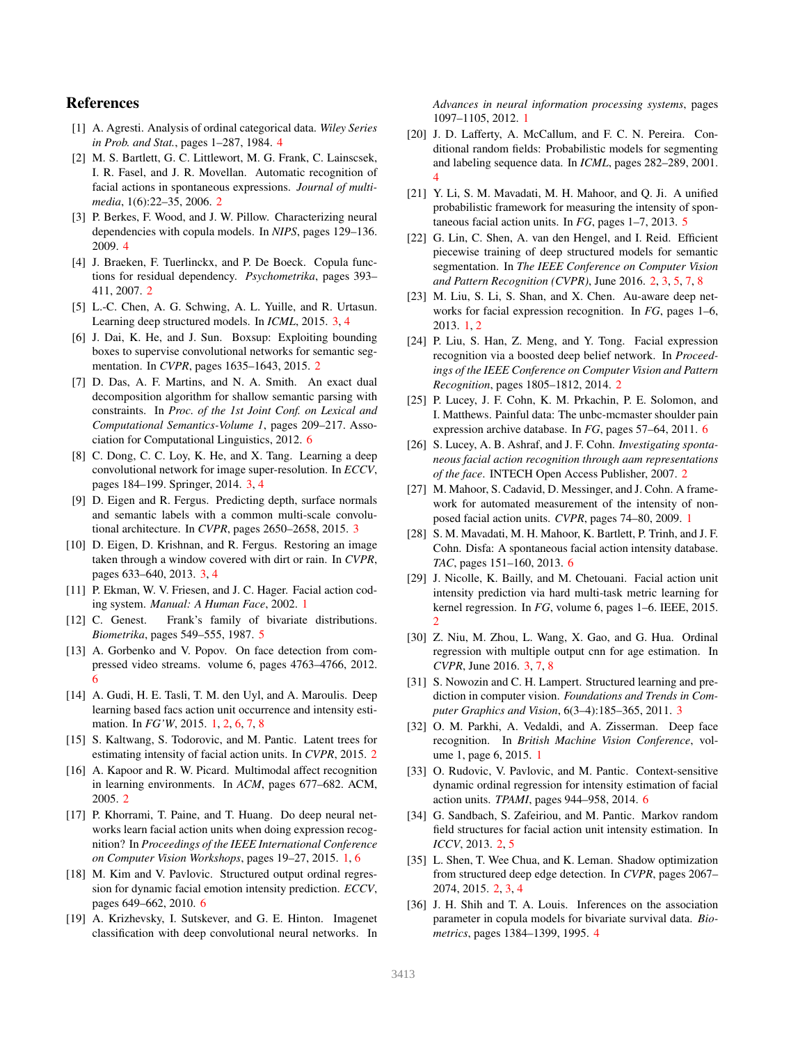## References

[1] A. Agresti. Analysis of ordinal categorical data. *Wiley Series in Prob. and Stat.*, pages 1–287, 1984. 4

[2] M. S. Bartlett, G. C. Littlewort, M. G. Frank, C. Lainscsek, I. R. Fasel, and J. R. Movellan. Automatic recognition of facial actions in spontaneous expressions. *Journal of multimedia*, 1(6):22–35, 2006. 2

[3] P. Berkes, F. Wood, and J. W. Pillow. Characterizing neural dependencies with copula models. In *NIPS*, pages 129–136. 2009. 4

[4] J. Braeken, F. Tuerlinckx, and P. De Boeck. Copula functions for residual dependency. *Psychometrika*, pages 393–411, 2007. 2

[5] L.-C. Chen, A. G. Schwing, A. L. Yuille, and R. Urtasun. Learning deep structured models. In *ICML*, 2015. 3, 4

[6] J. Dai, K. He, and J. Sun. Boxsup: Exploiting bounding boxes to supervise convolutional networks for semantic segmentation. In *CVPR*, pages 1635–1643, 2015. 2

[7] D. Das, A. F. Martins, and N. A. Smith. An exact dual decomposition algorithm for shallow semantic parsing with constraints. In *Proc. of the 1st Joint Conf. on Lexical and Computational Semantics-Volume 1*, pages 209–217. Association for Computational Linguistics, 2012. 6

[8] C. Dong, C. C. Loy, K. He, and X. Tang. Learning a deep convolutional network for image super-resolution. In *ECCV*, pages 184–199. Springer, 2014. 3, 4

[9] D. Eigen and R. Fergus. Predicting depth, surface normals and semantic labels with a common multi-scale convolutional architecture. In *CVPR*, pages 2650–2658, 2015. 3

[10] D. Eigen, D. Krishnan, and R. Fergus. Restoring an image taken through a window covered with dirt or rain. In *CVPR*, pages 633–640, 2013. 3, 4

[11] P. Ekman, W. V. Friesen, and J. C. Hager. Facial action coding system. *Manual: A Human Face*, 2002. 1

[12] C. Genest. Frank's family of bivariate distributions. *Biometrika*, pages 549–555, 1987. 5

[13] A. Gorbenko and V. Popov. On face detection from compressed video streams. volume 6, pages 4763–4766, 2012. 6

[14] A. Gudi, H. E. Tasli, T. M. den Uyl, and A. Maroulis. Deep learning based facs action unit occurrence and intensity estimation. In *FG'W*, 2015. 1, 2, 6, 7, 8

[15] S. Kaltwang, S. Todorovic, and M. Pantic. Latent trees for estimating intensity of facial action units. In *CVPR*, 2015. 2

[16] A. Kapoor and R. W. Picard. Multimodal affect recognition in learning environments. In *ACM*, pages 677–682. ACM, 2005. 2

[17] P. Khorrami, T. Paine, and T. Huang. Do deep neural networks learn facial action units when doing expression recognition? In *Proceedings of the IEEE International Conference on Computer Vision Workshops*, pages 19–27, 2015. 1, 6

[18] M. Kim and V. Pavlovic. Structured output ordinal regression for dynamic facial emotion intensity prediction. *ECCV*, pages 649–662, 2010. 6

[19] A. Krizhevsky, I. Sutskever, and G. E. Hinton. Imagenet classification with deep convolutional neural networks. In *Advances in neural information processing systems*, pages 1097–1105, 2012. 1

[20] J. D. Lafferty, A. McCallum, and F. C. N. Pereira. Conditional random fields: Probabilistic models for segmenting and labeling sequence data. In *ICML*, pages 282–289, 2001. 4

[21] Y. Li, S. M. Mavadati, M. H. Mahoor, and Q. Ji. A unified probabilistic framework for measuring the intensity of spontaneous facial action units. In *FG*, pages 1–7, 2013. 5

[22] G. Lin, C. Shen, A. van den Hengel, and I. Reid. Efficient piecewise training of deep structured models for semantic segmentation. In *The IEEE Conference on Computer Vision and Pattern Recognition (CVPR)*, June 2016. 2, 3, 5, 7, 8

[23] M. Liu, S. Li, S. Shan, and X. Chen. Au-aware deep networks for facial expression recognition. In *FG*, pages 1–6, 2013. 1, 2

[24] P. Liu, S. Han, Z. Meng, and Y. Tong. Facial expression recognition via a boosted deep belief network. In *Proceedings of the IEEE Conference on Computer Vision and Pattern Recognition*, pages 1805–1812, 2014. 2

[25] P. Lucey, J. F. Cohn, K. M. Prkachin, P. E. Solomon, and I. Matthews. Painful data: The unbc-mcmaster shoulder pain expression archive database. In *FG*, pages 57–64, 2011. 6

[26] S. Lucey, A. B. Ashraf, and J. F. Cohn. *Investigating spontaneous facial action recognition through aam representations of the face*. INTECH Open Access Publisher, 2007. 2

[27] M. Mahoor, S. Cadavid, D. Messinger, and J. Cohn. A framework for automated measurement of the intensity of non-posed facial action units. *CVPR*, pages 74–80, 2009. 1

[28] S. M. Mavadati, M. H. Mahoor, K. Bartlett, P. Trinh, and J. F. Cohn. Disfa: A spontaneous facial action intensity database. *TAC*, pages 151–160, 2013. 6

[29] J. Nicolle, K. Bailly, and M. Chetouani. Facial action unit intensity prediction via hard multi-task metric learning for kernel regression. In *FG*, volume 6, pages 1–6. IEEE, 2015. 2

[30] Z. Niu, M. Zhou, L. Wang, X. Gao, and G. Hua. Ordinal regression with multiple output cnn for age estimation. In *CVPR*, June 2016. 3, 7, 8

[31] S. Nowozin and C. H. Lampert. Structured learning and prediction in computer vision. *Foundations and Trends in Computer Graphics and Vision*, 6(3–4):185–365, 2011. 3

[32] O. M. Parkhi, A. Vedaldi, and A. Zisserman. Deep face recognition. In *British Machine Vision Conference*, volume 1, page 6, 2015. 1

[33] O. Rudovic, V. Pavlovic, and M. Pantic. Context-sensitive dynamic ordinal regression for intensity estimation of facial action units. *TPAMI*, pages 944–958, 2014. 6

[34] G. Sandbach, S. Zafeiriou, and M. Pantic. Markov random field structures for facial action unit intensity estimation. In *ICCV*, 2013. 2, 5

[35] L. Shen, T. Wee Chua, and K. Leman. Shadow optimization from structured deep edge detection. In *CVPR*, pages 2067–2074, 2015. 2, 3, 4

[36] J. H. Shih and T. A. Louis. Inferences on the association parameter in copula models for bivariate survival data. *Biometrics*, pages 1384–1399, 1995. 4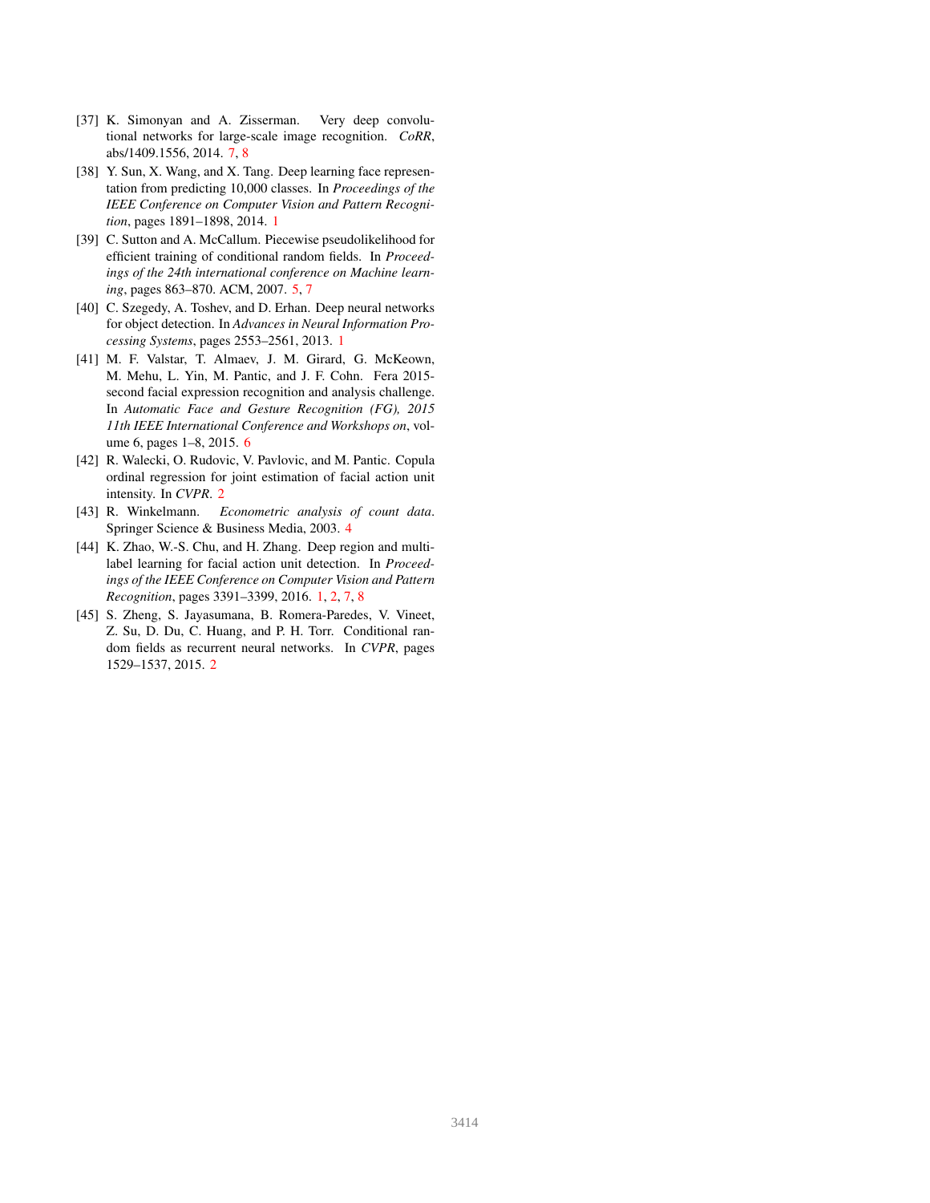[37] K. Simonyan and A. Zisserman. Very deep convolutional networks for large-scale image recognition. *CoRR*, abs/1409.1556, 2014. 7, 8

[38] Y. Sun, X. Wang, and X. Tang. Deep learning face representation from predicting 10,000 classes. In *Proceedings of the IEEE Conference on Computer Vision and Pattern Recognition*, pages 1891–1898, 2014. 1

[39] C. Sutton and A. McCallum. Piecewise pseudolikelihood for efficient training of conditional random fields. In *Proceedings of the 24th international conference on Machine learning*, pages 863–870. ACM, 2007. 5, 7

[40] C. Szegedy, A. Toshev, and D. Erhan. Deep neural networks for object detection. In *Advances in Neural Information Processing Systems*, pages 2553–2561, 2013. 1

[41] M. F. Valstar, T. Almaev, J. M. Girard, G. McKeown, M. Mehu, L. Yin, M. Pantic, and J. F. Cohn. Fera 2015-second facial expression recognition and analysis challenge. In *Automatic Face and Gesture Recognition (FG), 2015 11th IEEE International Conference and Workshops on*, volume 6, pages 1–8, 2015. 6

[42] R. Walecki, O. Rudovic, V. Pavlovic, and M. Pantic. Copula ordinal regression for joint estimation of facial action unit intensity. In *CVPR*. 2

[43] R. Winkelmann. *Econometric analysis of count data*. Springer Science & Business Media, 2003. 4

[44] K. Zhao, W.-S. Chu, and H. Zhang. Deep region and multi-label learning for facial action unit detection. In *Proceedings of the IEEE Conference on Computer Vision and Pattern Recognition*, pages 3391–3399, 2016. 1, 2, 7, 8

[45] S. Zheng, S. Jayasumana, B. Romera-Paredes, V. Vineet, Z. Su, D. Du, C. Huang, and P. H. Torr. Conditional random fields as recurrent neural networks. In *CVPR*, pages 1529–1537, 2015. 2